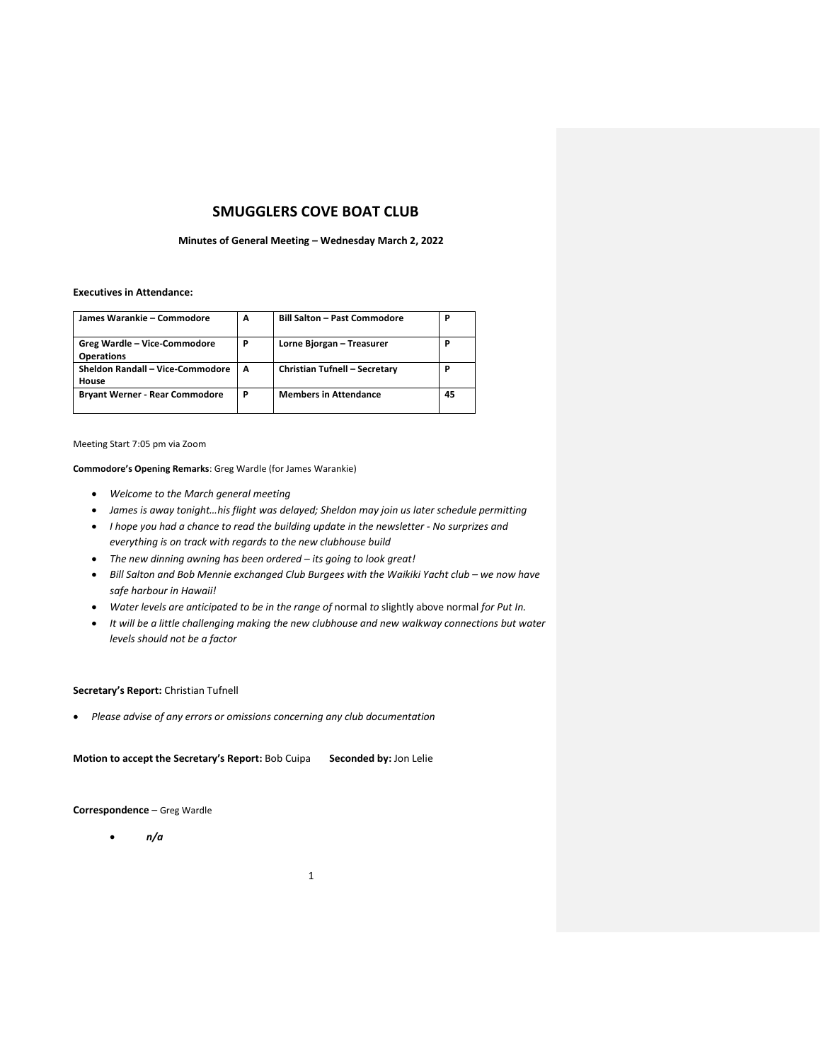# SMUGGLERS COVE BOAT CLUB

**Minutes of General Meeting – Wednesday March 2, 2022**

**Executives in Attendance:**

| | | | |
|---|---|---|---|
| **James Warankie – Commodore** | **A** | **Bill Salton – Past Commodore** | **P** |
| **Greg Wardle – Vice-Commodore Operations** | **P** | **Lorne Bjorgan – Treasurer** | **P** |
| **Sheldon Randall – Vice-Commodore House** | **A** | **Christian Tufnell – Secretary** | **P** |
| **Bryant Werner - Rear Commodore** | **P** | **Members in Attendance** | **45** |

Meeting Start 7:05 pm via Zoom

**Commodore's Opening Remarks**: Greg Wardle (for James Warankie)

- *Welcome to the March general meeting*
- *James is away tonight…his flight was delayed; Sheldon may join us later schedule permitting*
- *I hope you had a chance to read the building update in the newsletter - No surprizes and everything is on track with regards to the new clubhouse build*
- *The new dinning awning has been ordered – its going to look great!*
- *Bill Salton and Bob Mennie exchanged Club Burgees with the Waikiki Yacht club – we now have safe harbour in Hawaii!*
- *Water levels are anticipated to be in the range of* normal *to* slightly above normal *for Put In.*
- *It will be a little challenging making the new clubhouse and new walkway connections but water levels should not be a factor*

**Secretary's Report:** Christian Tufnell

- *Please advise of any errors or omissions concerning any club documentation*

**Motion to accept the Secretary's Report:** Bob Cuipa **Seconded by:** Jon Lelie

**Correspondence** – Greg Wardle

- ***n/a***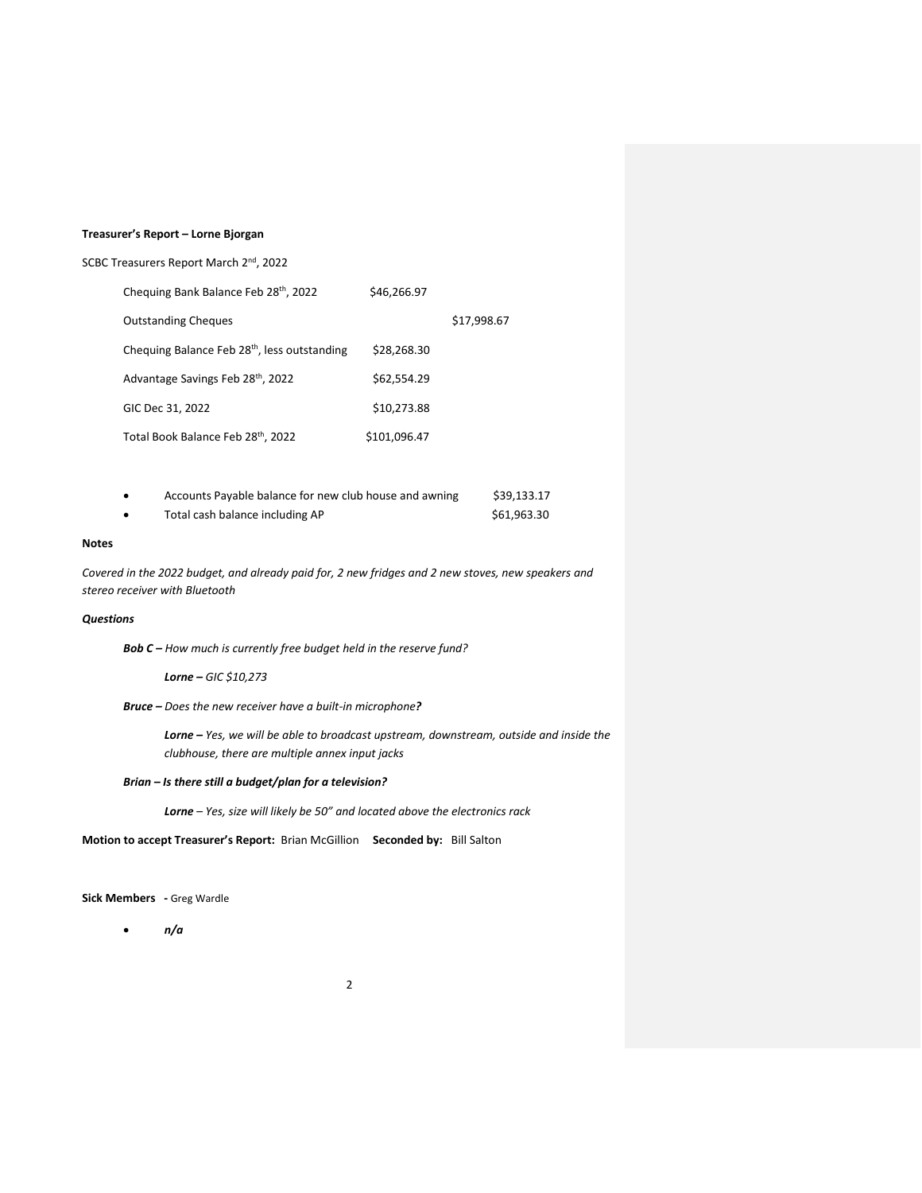**Treasurer's Report – Lorne Bjorgan**

SCBC Treasurers Report March 2nd, 2022

| | | |
|---|---|---|
| Chequing Bank Balance Feb 28th, 2022 | $46,266.97 | |
| Outstanding Cheques | | $17,998.67 |
| Chequing Balance Feb 28th, less outstanding | $28,268.30 | |
| Advantage Savings Feb 28th, 2022 | $62,554.29 | |
| GIC Dec 31, 2022 | $10,273.88 | |
| Total Book Balance Feb 28th, 2022 | $101,096.47 | |

- Accounts Payable balance for new club house and awning $39,133.17
- Total cash balance including AP $61,963.30

**Notes**

*Covered in the 2022 budget, and already paid for, 2 new fridges and 2 new stoves, new speakers and stereo receiver with Bluetooth*

***Questions***

***Bob C –** How much is currently free budget held in the reserve fund?*

***Lorne –** GIC $10,273*

***Bruce –** Does the new receiver have a built-in microphone**?***

***Lorne –** Yes, we will be able to broadcast upstream, downstream, outside and inside the clubhouse, there are multiple annex input jacks*

***Brian – Is there still a budget/plan for a television?***

***Lorne** – Yes, size will likely be 50" and located above the electronics rack*

**Motion to accept Treasurer's Report:** Brian McGillion **Seconded by:** Bill Salton

**Sick Members -** Greg Wardle

- ***n/a***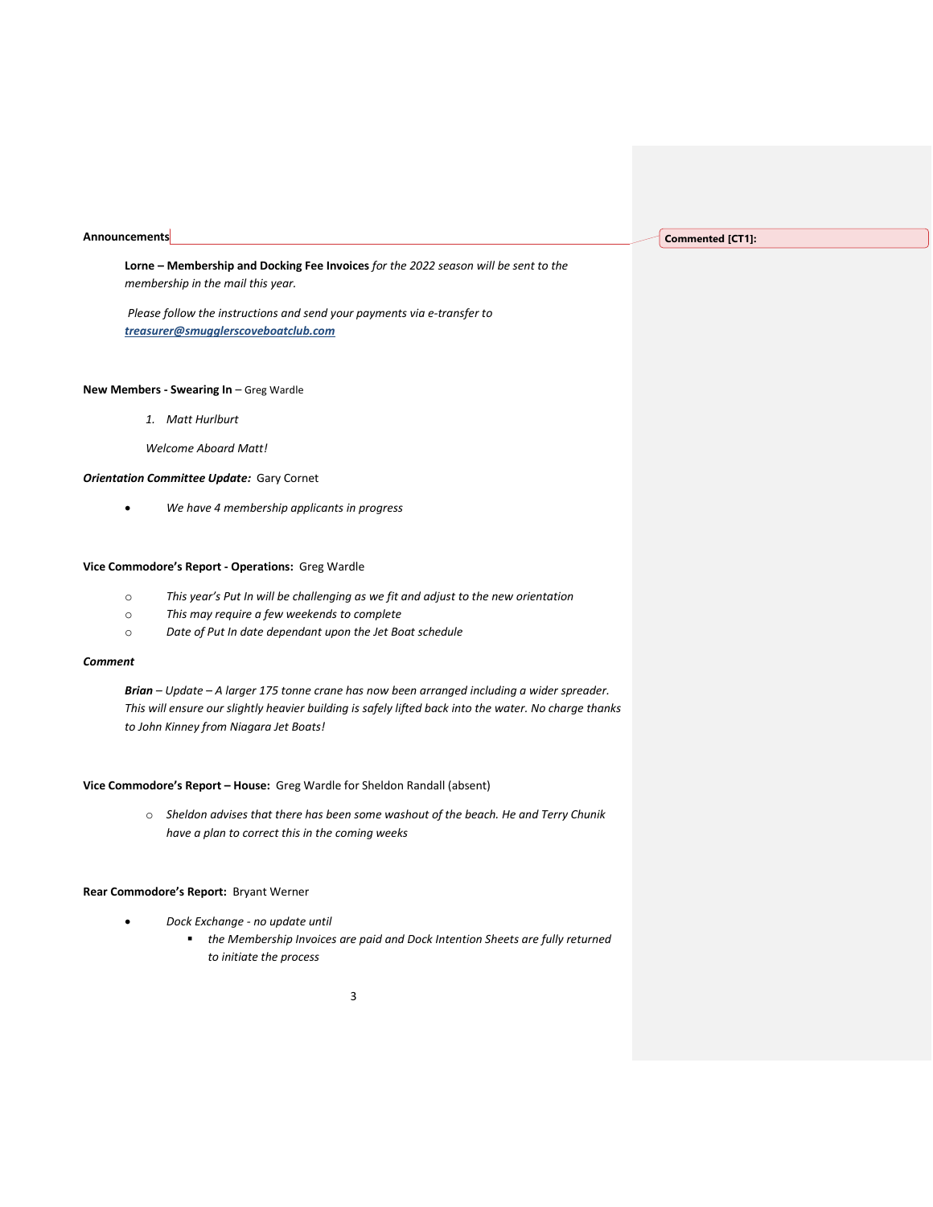**Announcements**

**Lorne – Membership and Docking Fee Invoices** *for the 2022 season will be sent to the membership in the mail this year.*

*Please follow the instructions and send your payments via e-transfer to* ***treasurer@smugglerscoveboatclub.com***

**New Members - Swearing In** – Greg Wardle

1. *Matt Hurlburt*

*Welcome Aboard Matt!*

***Orientation Committee Update:*** Gary Cornet

- *We have 4 membership applicants in progress*

**Vice Commodore's Report - Operations:** Greg Wardle

- *This year's Put In will be challenging as we fit and adjust to the new orientation*
- *This may require a few weekends to complete*
- *Date of Put In date dependant upon the Jet Boat schedule*

***Comment***

***Brian*** *– Update – A larger 175 tonne crane has now been arranged including a wider spreader. This will ensure our slightly heavier building is safely lifted back into the water. No charge thanks to John Kinney from Niagara Jet Boats!*

**Vice Commodore's Report – House:** Greg Wardle for Sheldon Randall (absent)

- *Sheldon advises that there has been some washout of the beach. He and Terry Chunik have a plan to correct this in the coming weeks*

**Rear Commodore's Report:** Bryant Werner

- *Dock Exchange - no update until*
  - *the Membership Invoices are paid and Dock Intention Sheets are fully returned to initiate the process*

Commented [CT1]: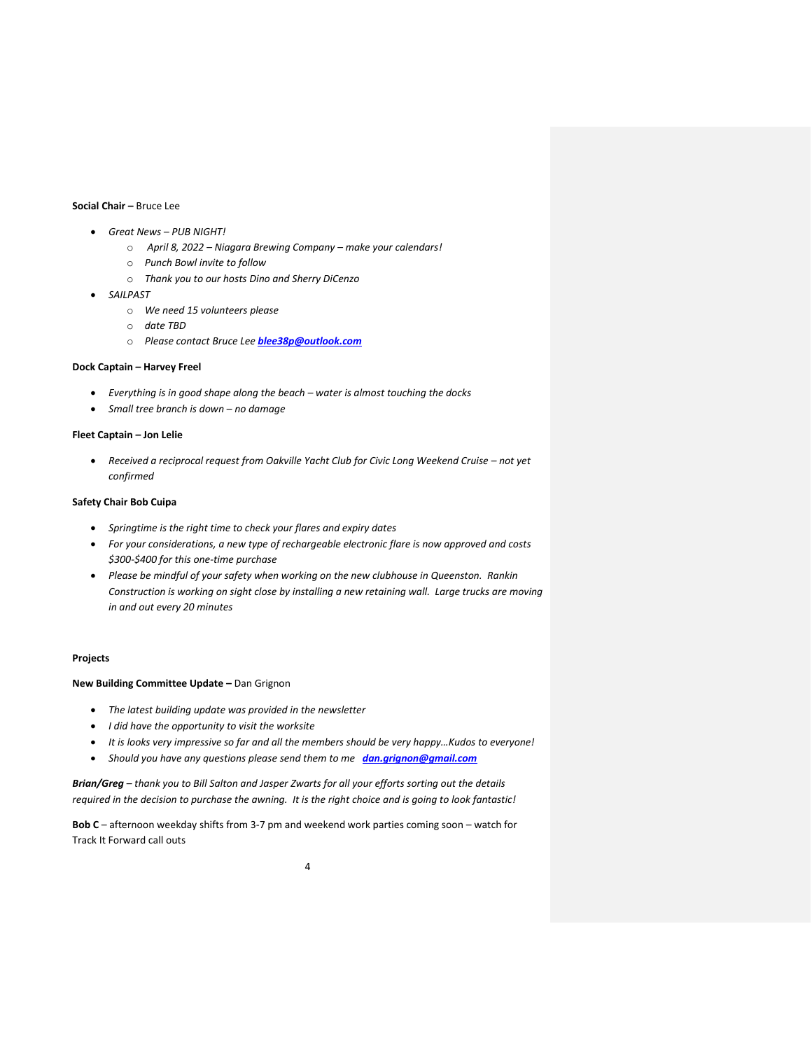**Social Chair –** Bruce Lee

- *Great News – PUB NIGHT!*
  - *April 8, 2022 – Niagara Brewing Company – make your calendars!*
  - *Punch Bowl invite to follow*
  - *Thank you to our hosts Dino and Sherry DiCenzo*
- *SAILPAST*
  - *We need 15 volunteers please*
  - *date TBD*
  - *Please contact Bruce Lee* ***blee38p@outlook.com***

**Dock Captain – Harvey Freel**

- *Everything is in good shape along the beach – water is almost touching the docks*
- *Small tree branch is down – no damage*

**Fleet Captain – Jon Lelie**

- *Received a reciprocal request from Oakville Yacht Club for Civic Long Weekend Cruise – not yet confirmed*

**Safety Chair Bob Cuipa**

- *Springtime is the right time to check your flares and expiry dates*
- *For your considerations, a new type of rechargeable electronic flare is now approved and costs $300-$400 for this one-time purchase*
- *Please be mindful of your safety when working on the new clubhouse in Queenston. Rankin Construction is working on sight close by installing a new retaining wall. Large trucks are moving in and out every 20 minutes*

**Projects**

**New Building Committee Update –** Dan Grignon

- *The latest building update was provided in the newsletter*
- *I did have the opportunity to visit the worksite*
- *It is looks very impressive so far and all the members should be very happy…Kudos to everyone!*
- *Should you have any questions please send them to me* ***dan.grignon@gmail.com***

***Brian/Greg*** *– thank you to Bill Salton and Jasper Zwarts for all your efforts sorting out the details required in the decision to purchase the awning. It is the right choice and is going to look fantastic!*

**Bob C** – afternoon weekday shifts from 3-7 pm and weekend work parties coming soon – watch for Track It Forward call outs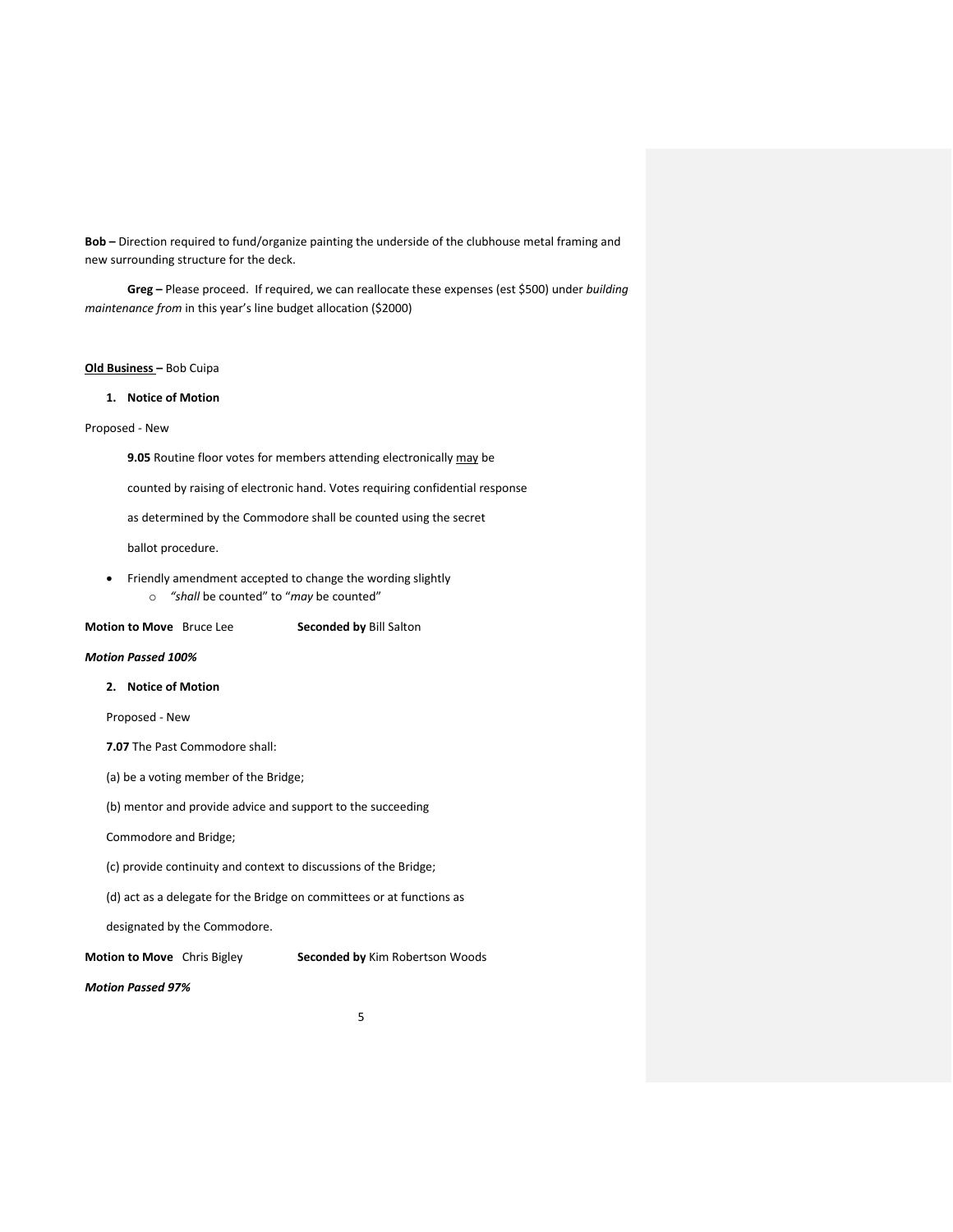**Bob –** Direction required to fund/organize painting the underside of the clubhouse metal framing and new surrounding structure for the deck.

**Greg –** Please proceed. If required, we can reallocate these expenses (est $500) under *building maintenance from* in this year's line budget allocation ($2000)

**Old Business –** Bob Cuipa

1. **Notice of Motion**

Proposed - New

**9.05** Routine floor votes for members attending electronically may be counted by raising of electronic hand. Votes requiring confidential response as determined by the Commodore shall be counted using the secret ballot procedure.

- Friendly amendment accepted to change the wording slightly
  - *"shall* be counted" to "*may* be counted"

**Motion to Move** Bruce Lee **Seconded by** Bill Salton

***Motion Passed 100%***

2. **Notice of Motion**

Proposed - New

**7.07** The Past Commodore shall:

(a) be a voting member of the Bridge;

(b) mentor and provide advice and support to the succeeding Commodore and Bridge;

(c) provide continuity and context to discussions of the Bridge;

(d) act as a delegate for the Bridge on committees or at functions as designated by the Commodore.

**Motion to Move** Chris Bigley **Seconded by** Kim Robertson Woods

***Motion Passed 97%***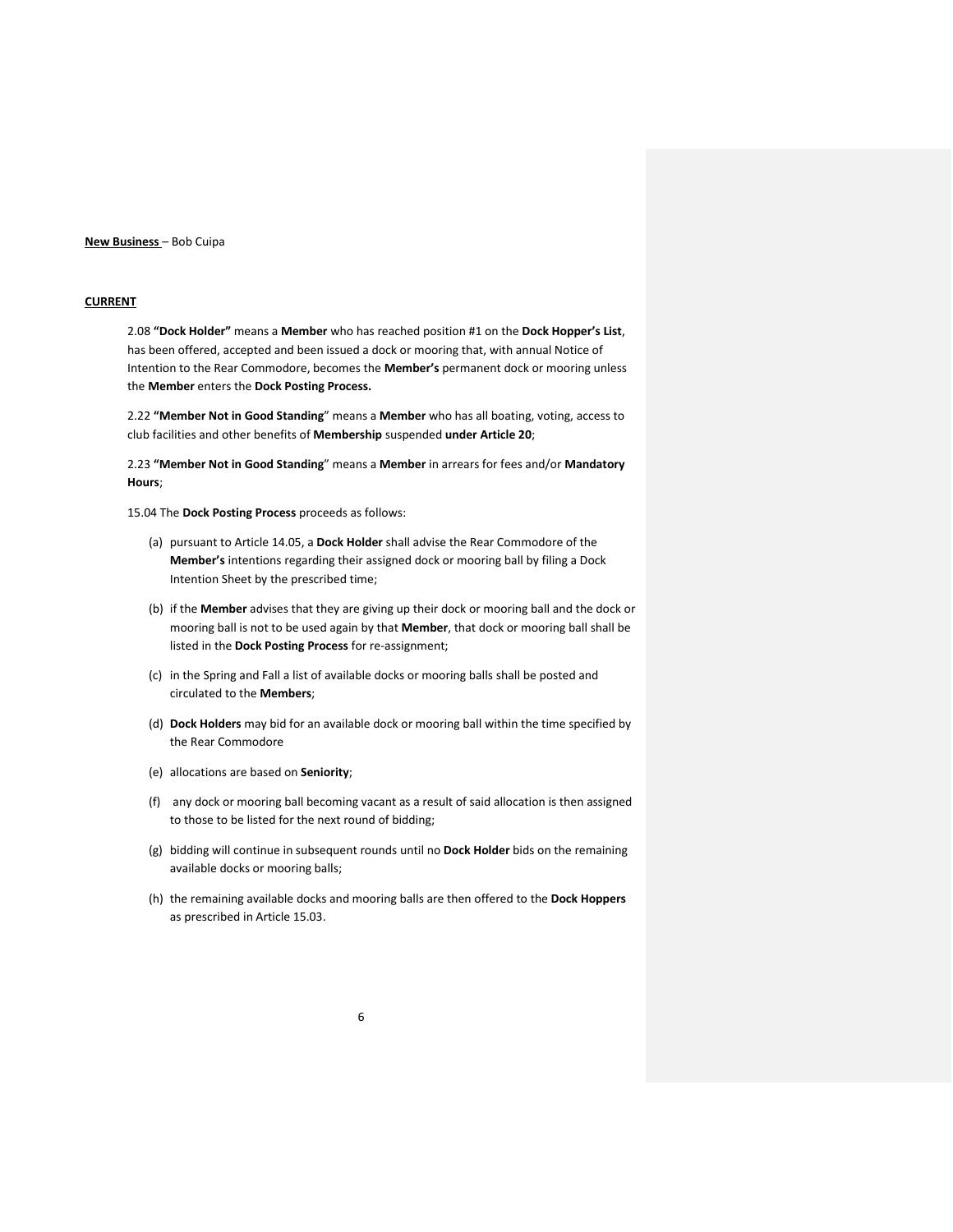**New Business** – Bob Cuipa

**CURRENT**

2.08 **"Dock Holder"** means a **Member** who has reached position #1 on the **Dock Hopper's List**, has been offered, accepted and been issued a dock or mooring that, with annual Notice of Intention to the Rear Commodore, becomes the **Member's** permanent dock or mooring unless the **Member** enters the **Dock Posting Process.**

2.22 **"Member Not in Good Standing**" means a **Member** who has all boating, voting, access to club facilities and other benefits of **Membership** suspended **under Article 20**;

2.23 **"Member Not in Good Standing**" means a **Member** in arrears for fees and/or **Mandatory Hours**;

15.04 The **Dock Posting Process** proceeds as follows:

(a) pursuant to Article 14.05, a **Dock Holder** shall advise the Rear Commodore of the **Member's** intentions regarding their assigned dock or mooring ball by filing a Dock Intention Sheet by the prescribed time;

(b) if the **Member** advises that they are giving up their dock or mooring ball and the dock or mooring ball is not to be used again by that **Member**, that dock or mooring ball shall be listed in the **Dock Posting Process** for re-assignment;

(c) in the Spring and Fall a list of available docks or mooring balls shall be posted and circulated to the **Members**;

(d) **Dock Holders** may bid for an available dock or mooring ball within the time specified by the Rear Commodore

(e) allocations are based on **Seniority**;

(f) any dock or mooring ball becoming vacant as a result of said allocation is then assigned to those to be listed for the next round of bidding;

(g) bidding will continue in subsequent rounds until no **Dock Holder** bids on the remaining available docks or mooring balls;

(h) the remaining available docks and mooring balls are then offered to the **Dock Hoppers** as prescribed in Article 15.03.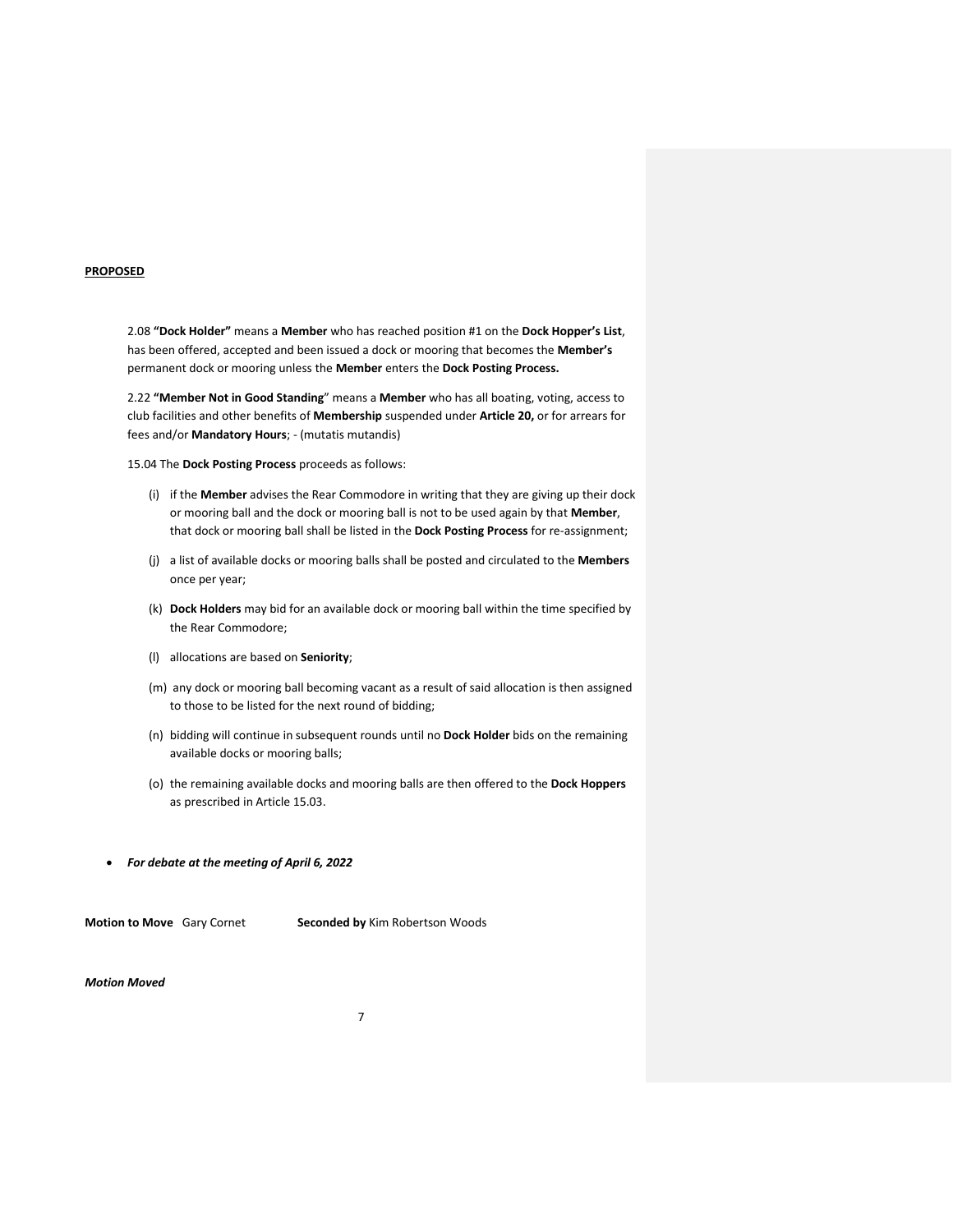**PROPOSED**

2.08 **"Dock Holder"** means a **Member** who has reached position #1 on the **Dock Hopper's List**, has been offered, accepted and been issued a dock or mooring that becomes the **Member's** permanent dock or mooring unless the **Member** enters the **Dock Posting Process.**

2.22 **"Member Not in Good Standing**" means a **Member** who has all boating, voting, access to club facilities and other benefits of **Membership** suspended under **Article 20,** or for arrears for fees and/or **Mandatory Hours**; - (mutatis mutandis)

15.04 The **Dock Posting Process** proceeds as follows:

(i) if the **Member** advises the Rear Commodore in writing that they are giving up their dock or mooring ball and the dock or mooring ball is not to be used again by that **Member**, that dock or mooring ball shall be listed in the **Dock Posting Process** for re-assignment;

(j) a list of available docks or mooring balls shall be posted and circulated to the **Members** once per year;

(k) **Dock Holders** may bid for an available dock or mooring ball within the time specified by the Rear Commodore;

(l) allocations are based on **Seniority**;

(m) any dock or mooring ball becoming vacant as a result of said allocation is then assigned to those to be listed for the next round of bidding;

(n) bidding will continue in subsequent rounds until no **Dock Holder** bids on the remaining available docks or mooring balls;

(o) the remaining available docks and mooring balls are then offered to the **Dock Hoppers** as prescribed in Article 15.03.

- ***For debate at the meeting of April 6, 2022***

**Motion to Move** Gary Cornet **Seconded by** Kim Robertson Woods

***Motion Moved***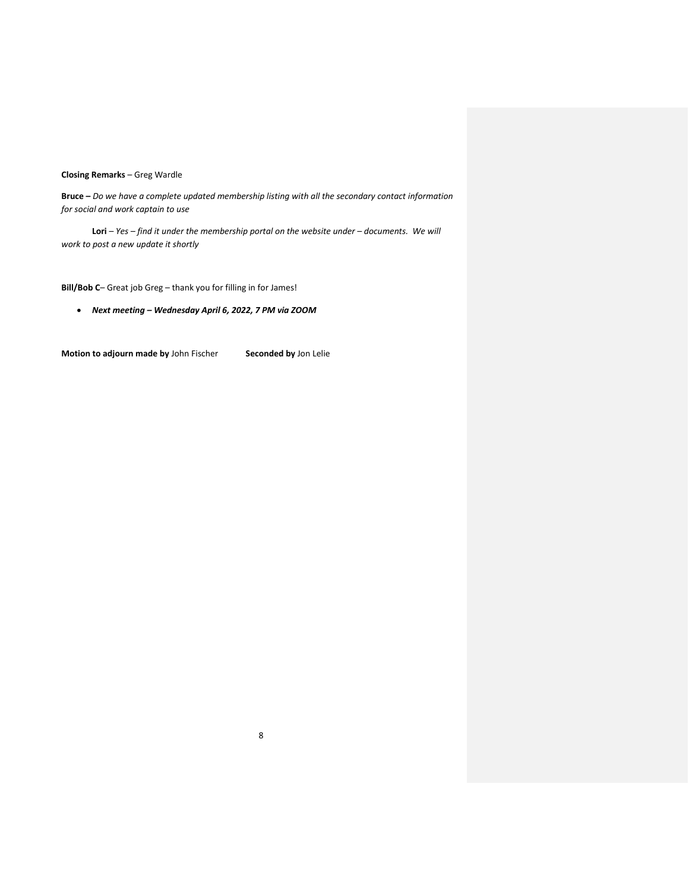**Closing Remarks** – Greg Wardle

**Bruce –** *Do we have a complete updated membership listing with all the secondary contact information for social and work captain to use*

**Lori** – *Yes – find it under the membership portal on the website under – documents. We will work to post a new update it shortly*

**Bill/Bob C**– Great job Greg – thank you for filling in for James!

- ***Next meeting – Wednesday April 6, 2022, 7 PM via ZOOM***

**Motion to adjourn made by** John Fischer **Seconded by** Jon Lelie